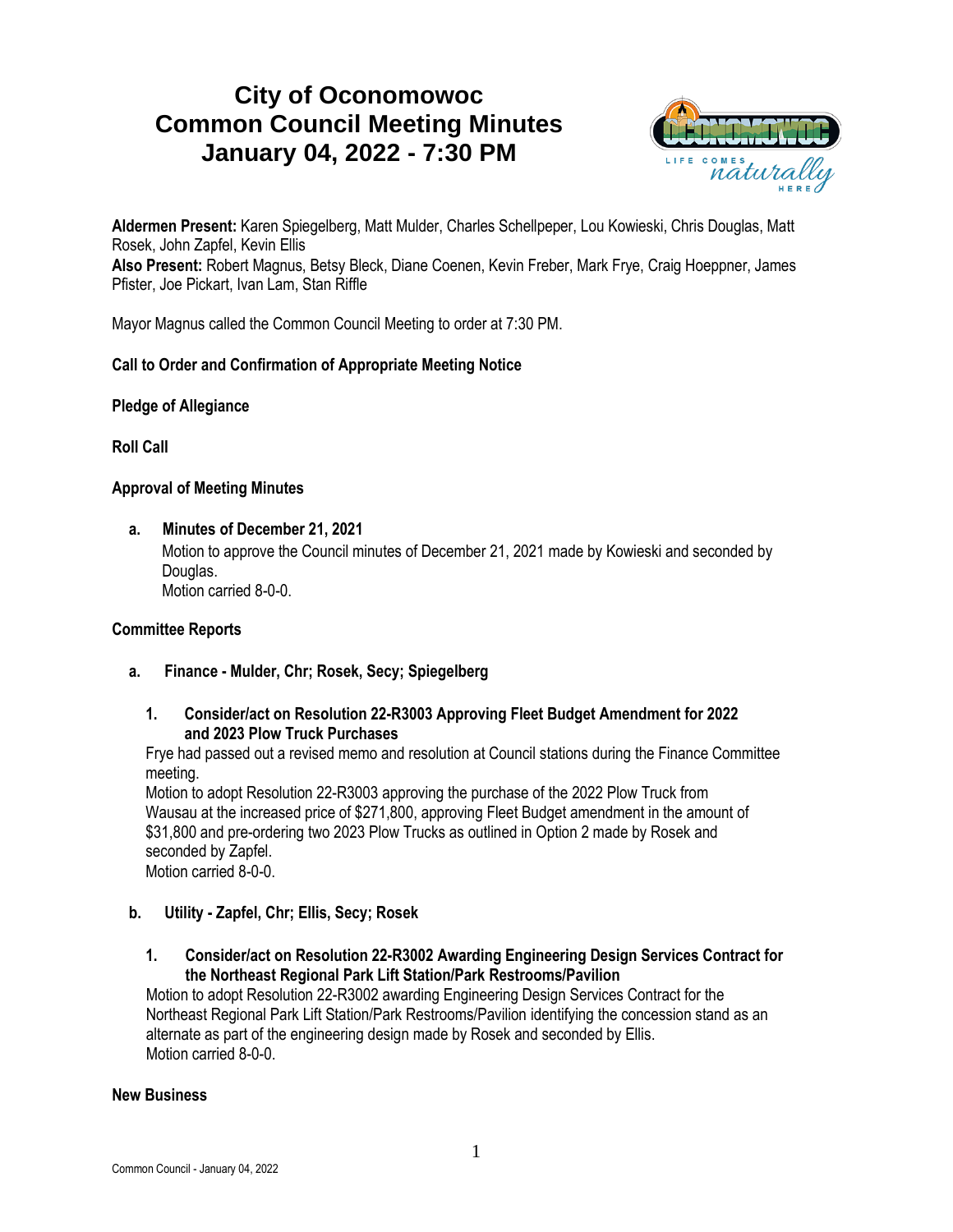# City of Oconomowoc
# Common Council Meeting Minutes
# January 04, 2022 - 7:30 PM

**Aldermen Present:** Karen Spiegelberg, Matt Mulder, Charles Schellpeper, Lou Kowieski, Chris Douglas, Matt Rosek, John Zapfel, Kevin Ellis
**Also Present:** Robert Magnus, Betsy Bleck, Diane Coenen, Kevin Freber, Mark Frye, Craig Hoeppner, James Pfister, Joe Pickart, Ivan Lam, Stan Riffle

Mayor Magnus called the Common Council Meeting to order at 7:30 PM.

**Call to Order and Confirmation of Appropriate Meeting Notice**

**Pledge of Allegiance**

**Roll Call**

**Approval of Meeting Minutes**

a. **Minutes of December 21, 2021**
Motion to approve the Council minutes of December 21, 2021 made by Kowieski and seconded by Douglas.
Motion carried 8-0-0.

**Committee Reports**

a. **Finance - Mulder, Chr; Rosek, Secy; Spiegelberg**

1. **Consider/act on Resolution 22-R3003 Approving Fleet Budget Amendment for 2022 and 2023 Plow Truck Purchases**
Frye had passed out a revised memo and resolution at Council stations during the Finance Committee meeting.
Motion to adopt Resolution 22-R3003 approving the purchase of the 2022 Plow Truck from Wausau at the increased price of $271,800, approving Fleet Budget amendment in the amount of $31,800 and pre-ordering two 2023 Plow Trucks as outlined in Option 2 made by Rosek and seconded by Zapfel.
Motion carried 8-0-0.

b. **Utility - Zapfel, Chr; Ellis, Secy; Rosek**

1. **Consider/act on Resolution 22-R3002 Awarding Engineering Design Services Contract for the Northeast Regional Park Lift Station/Park Restrooms/Pavilion**
Motion to adopt Resolution 22-R3002 awarding Engineering Design Services Contract for the Northeast Regional Park Lift Station/Park Restrooms/Pavilion identifying the concession stand as an alternate as part of the engineering design made by Rosek and seconded by Ellis.
Motion carried 8-0-0.

**New Business**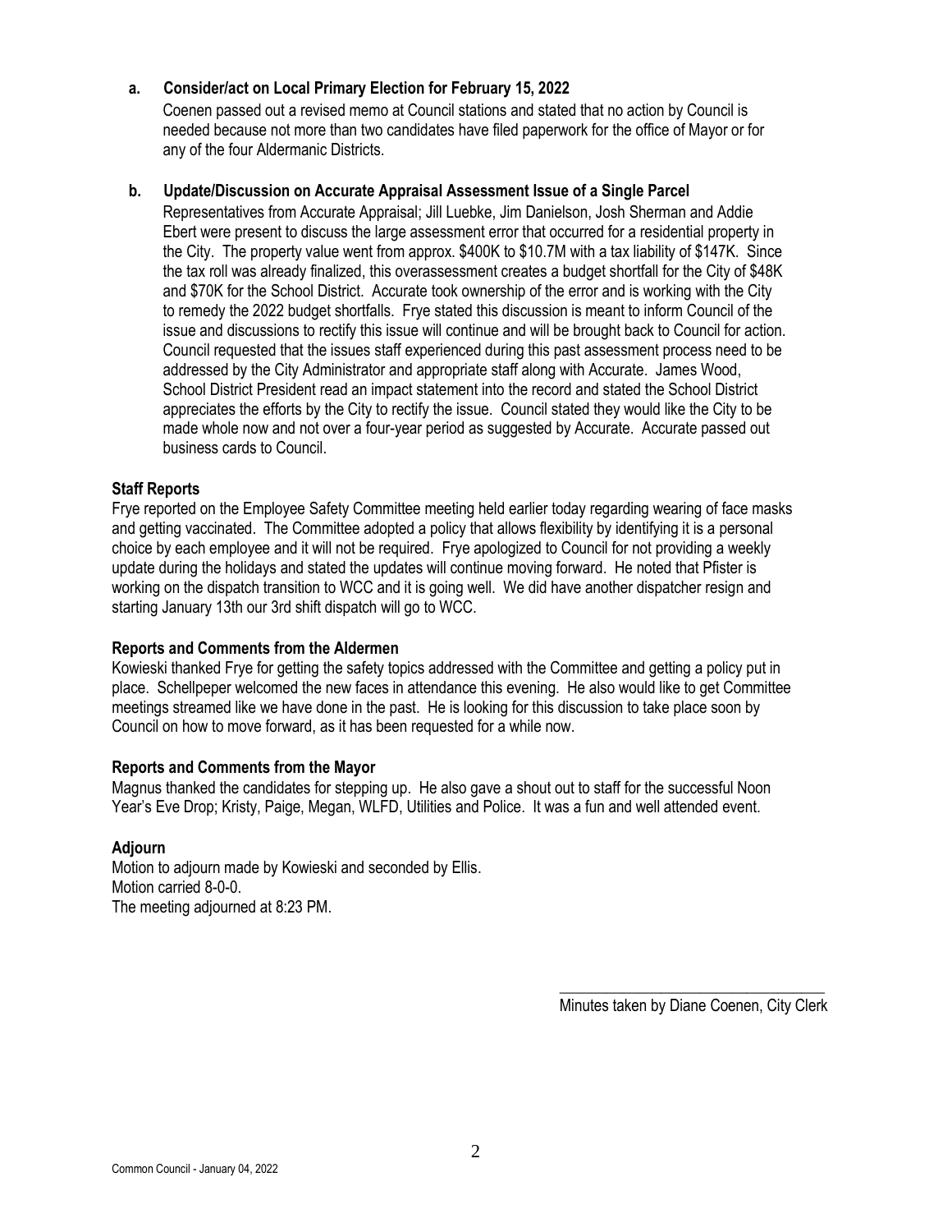**a. Consider/act on Local Primary Election for February 15, 2022**

Coenen passed out a revised memo at Council stations and stated that no action by Council is needed because not more than two candidates have filed paperwork for the office of Mayor or for any of the four Aldermanic Districts.

**b. Update/Discussion on Accurate Appraisal Assessment Issue of a Single Parcel**

Representatives from Accurate Appraisal; Jill Luebke, Jim Danielson, Josh Sherman and Addie Ebert were present to discuss the large assessment error that occurred for a residential property in the City. The property value went from approx. \$400K to \$10.7M with a tax liability of \$147K. Since the tax roll was already finalized, this overassessment creates a budget shortfall for the City of \$48K and \$70K for the School District. Accurate took ownership of the error and is working with the City to remedy the 2022 budget shortfalls. Frye stated this discussion is meant to inform Council of the issue and discussions to rectify this issue will continue and will be brought back to Council for action. Council requested that the issues staff experienced during this past assessment process need to be addressed by the City Administrator and appropriate staff along with Accurate. James Wood, School District President read an impact statement into the record and stated the School District appreciates the efforts by the City to rectify the issue. Council stated they would like the City to be made whole now and not over a four-year period as suggested by Accurate. Accurate passed out business cards to Council.

**Staff Reports**

Frye reported on the Employee Safety Committee meeting held earlier today regarding wearing of face masks and getting vaccinated. The Committee adopted a policy that allows flexibility by identifying it is a personal choice by each employee and it will not be required. Frye apologized to Council for not providing a weekly update during the holidays and stated the updates will continue moving forward. He noted that Pfister is working on the dispatch transition to WCC and it is going well. We did have another dispatcher resign and starting January 13th our 3rd shift dispatch will go to WCC.

**Reports and Comments from the Aldermen**

Kowieski thanked Frye for getting the safety topics addressed with the Committee and getting a policy put in place. Schellpeper welcomed the new faces in attendance this evening. He also would like to get Committee meetings streamed like we have done in the past. He is looking for this discussion to take place soon by Council on how to move forward, as it has been requested for a while now.

**Reports and Comments from the Mayor**

Magnus thanked the candidates for stepping up. He also gave a shout out to staff for the successful Noon Year's Eve Drop; Kristy, Paige, Megan, WLFD, Utilities and Police. It was a fun and well attended event.

**Adjourn**

Motion to adjourn made by Kowieski and seconded by Ellis.
Motion carried 8-0-0.
The meeting adjourned at 8:23 PM.

\_\_\_\_\_\_\_\_\_\_\_\_\_\_\_\_\_\_\_\_\_\_\_\_\_\_\_\_\_\_\_\_
Minutes taken by Diane Coenen, City Clerk